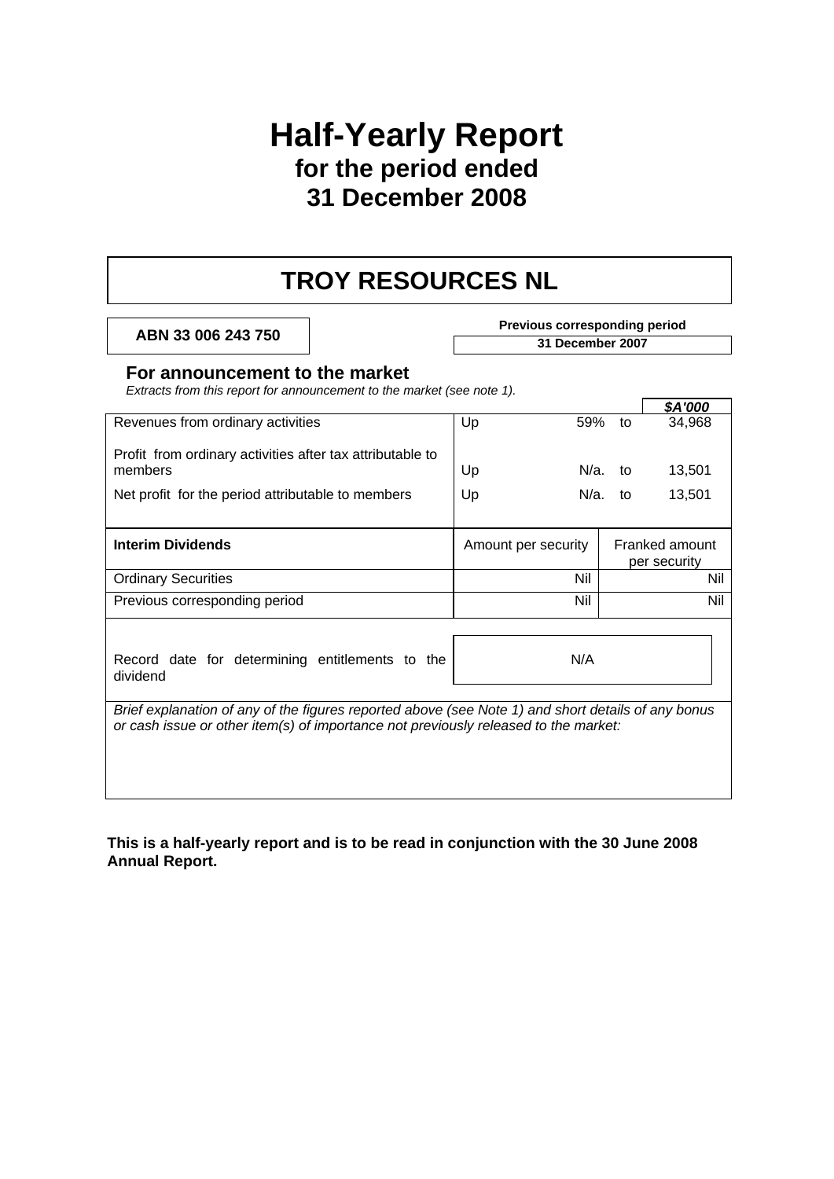# Half-Yearly Report
## for the period ended
## 31 December 2008

# TROY RESOURCES NL

**ABN 33 006 243 750**

**Previous corresponding period**

**31 December 2007**

### For announcement to the market

*Extracts from this report for announcement to the market (see note 1).*

| | | | | ***$A'000*** |
|---|---|---|---|---|
| Revenues from ordinary activities | Up | 59% | to | 34,968 |
| Profit from ordinary activities after tax attributable to members | Up | N/a. | to | 13,501 |
| Net profit for the period attributable to members | Up | N/a. | to | 13,501 |

| **Interim Dividends** | Amount per security | Franked amount per security |
|---|---|---|
| Ordinary Securities | Nil | Nil |
| Previous corresponding period | Nil | Nil |

| Record date for determining entitlements to the dividend | N/A |
|---|---|

*Brief explanation of any of the figures reported above (see Note 1) and short details of any bonus or cash issue or other item(s) of importance not previously released to the market:*

**This is a half-yearly report and is to be read in conjunction with the 30 June 2008 Annual Report.**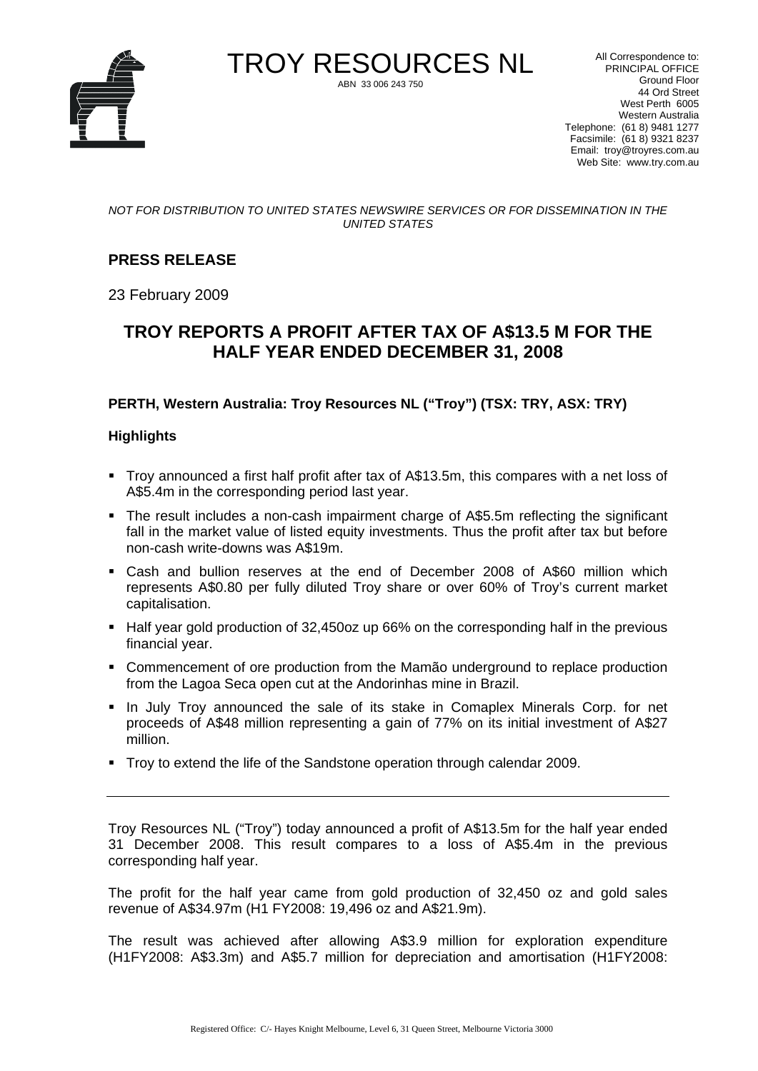TROY RESOURCES NL

ABN 33 006 243 750

All Correspondence to:
PRINCIPAL OFFICE
Ground Floor
44 Ord Street
West Perth 6005
Western Australia
Telephone: (61 8) 9481 1277
Facsimile: (61 8) 9321 8237
Email: troy@troyres.com.au
Web Site: www.try.com.au

*NOT FOR DISTRIBUTION TO UNITED STATES NEWSWIRE SERVICES OR FOR DISSEMINATION IN THE UNITED STATES*

## PRESS RELEASE

23 February 2009

# TROY REPORTS A PROFIT AFTER TAX OF A$13.5 M FOR THE HALF YEAR ENDED DECEMBER 31, 2008

**PERTH, Western Australia: Troy Resources NL ("Troy") (TSX: TRY, ASX: TRY)**

### Highlights

- Troy announced a first half profit after tax of A$13.5m, this compares with a net loss of A$5.4m in the corresponding period last year.
- The result includes a non-cash impairment charge of A$5.5m reflecting the significant fall in the market value of listed equity investments. Thus the profit after tax but before non-cash write-downs was A$19m.
- Cash and bullion reserves at the end of December 2008 of A$60 million which represents A$0.80 per fully diluted Troy share or over 60% of Troy's current market capitalisation.
- Half year gold production of 32,450oz up 66% on the corresponding half in the previous financial year.
- Commencement of ore production from the Mamão underground to replace production from the Lagoa Seca open cut at the Andorinhas mine in Brazil.
- In July Troy announced the sale of its stake in Comaplex Minerals Corp. for net proceeds of A$48 million representing a gain of 77% on its initial investment of A$27 million.
- Troy to extend the life of the Sandstone operation through calendar 2009.

---

Troy Resources NL ("Troy") today announced a profit of A$13.5m for the half year ended 31 December 2008. This result compares to a loss of A$5.4m in the previous corresponding half year.

The profit for the half year came from gold production of 32,450 oz and gold sales revenue of A$34.97m (H1 FY2008: 19,496 oz and A$21.9m).

The result was achieved after allowing A$3.9 million for exploration expenditure (H1FY2008: A$3.3m) and A$5.7 million for depreciation and amortisation (H1FY2008: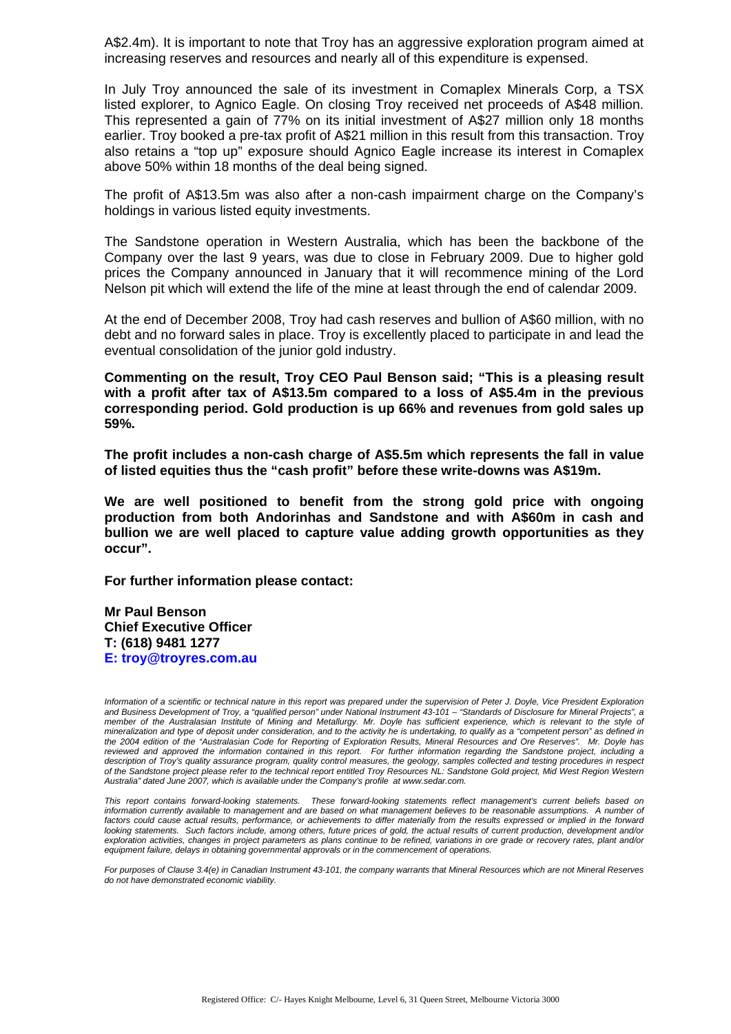A$2.4m). It is important to note that Troy has an aggressive exploration program aimed at increasing reserves and resources and nearly all of this expenditure is expensed.

In July Troy announced the sale of its investment in Comaplex Minerals Corp, a TSX listed explorer, to Agnico Eagle. On closing Troy received net proceeds of A$48 million. This represented a gain of 77% on its initial investment of A$27 million only 18 months earlier. Troy booked a pre-tax profit of A$21 million in this result from this transaction. Troy also retains a "top up" exposure should Agnico Eagle increase its interest in Comaplex above 50% within 18 months of the deal being signed.

The profit of A$13.5m was also after a non-cash impairment charge on the Company's holdings in various listed equity investments.

The Sandstone operation in Western Australia, which has been the backbone of the Company over the last 9 years, was due to close in February 2009. Due to higher gold prices the Company announced in January that it will recommence mining of the Lord Nelson pit which will extend the life of the mine at least through the end of calendar 2009.

At the end of December 2008, Troy had cash reserves and bullion of A$60 million, with no debt and no forward sales in place. Troy is excellently placed to participate in and lead the eventual consolidation of the junior gold industry.

**Commenting on the result, Troy CEO Paul Benson said; "This is a pleasing result with a profit after tax of A$13.5m compared to a loss of A$5.4m in the previous corresponding period. Gold production is up 66% and revenues from gold sales up 59%.**

**The profit includes a non-cash charge of A$5.5m which represents the fall in value of listed equities thus the "cash profit" before these write-downs was A$19m.**

**We are well positioned to benefit from the strong gold price with ongoing production from both Andorinhas and Sandstone and with A$60m in cash and bullion we are well placed to capture value adding growth opportunities as they occur".**

**For further information please contact:**

**Mr Paul Benson**
**Chief Executive Officer**
**T: (618) 9481 1277**
**E: troy@troyres.com.au**

*Information of a scientific or technical nature in this report was prepared under the supervision of Peter J. Doyle, Vice President Exploration and Business Development of Troy, a "qualified person" under National Instrument 43-101 – "Standards of Disclosure for Mineral Projects", a member of the Australasian Institute of Mining and Metallurgy. Mr. Doyle has sufficient experience, which is relevant to the style of mineralization and type of deposit under consideration, and to the activity he is undertaking, to qualify as a "competent person" as defined in the 2004 edition of the "Australasian Code for Reporting of Exploration Results, Mineral Resources and Ore Reserves". Mr. Doyle has reviewed and approved the information contained in this report. For further information regarding the Sandstone project, including a description of Troy's quality assurance program, quality control measures, the geology, samples collected and testing procedures in respect of the Sandstone project please refer to the technical report entitled Troy Resources NL: Sandstone Gold project, Mid West Region Western Australia" dated June 2007, which is available under the Company's profile at www.sedar.com.*

*This report contains forward-looking statements. These forward-looking statements reflect management's current beliefs based on information currently available to management and are based on what management believes to be reasonable assumptions. A number of factors could cause actual results, performance, or achievements to differ materially from the results expressed or implied in the forward looking statements. Such factors include, among others, future prices of gold, the actual results of current production, development and/or exploration activities, changes in project parameters as plans continue to be refined, variations in ore grade or recovery rates, plant and/or equipment failure, delays in obtaining governmental approvals or in the commencement of operations.*

*For purposes of Clause 3.4(e) in Canadian Instrument 43-101, the company warrants that Mineral Resources which are not Mineral Reserves do not have demonstrated economic viability.*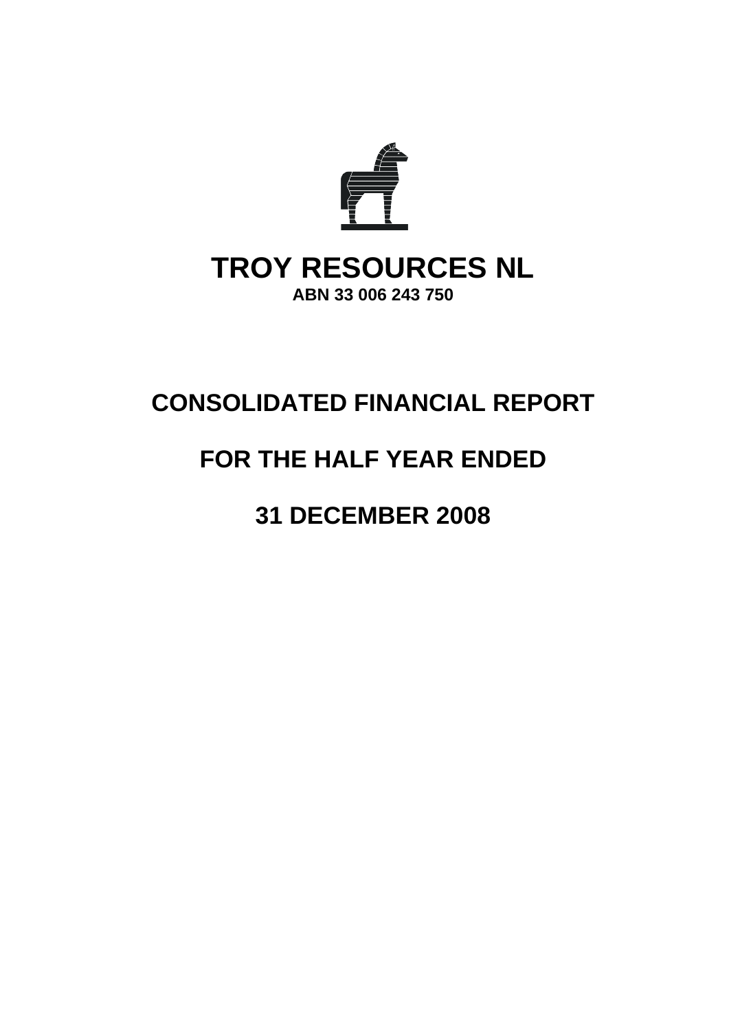# TROY RESOURCES NL

**ABN 33 006 243 750**

# CONSOLIDATED FINANCIAL REPORT

# FOR THE HALF YEAR ENDED

# 31 DECEMBER 2008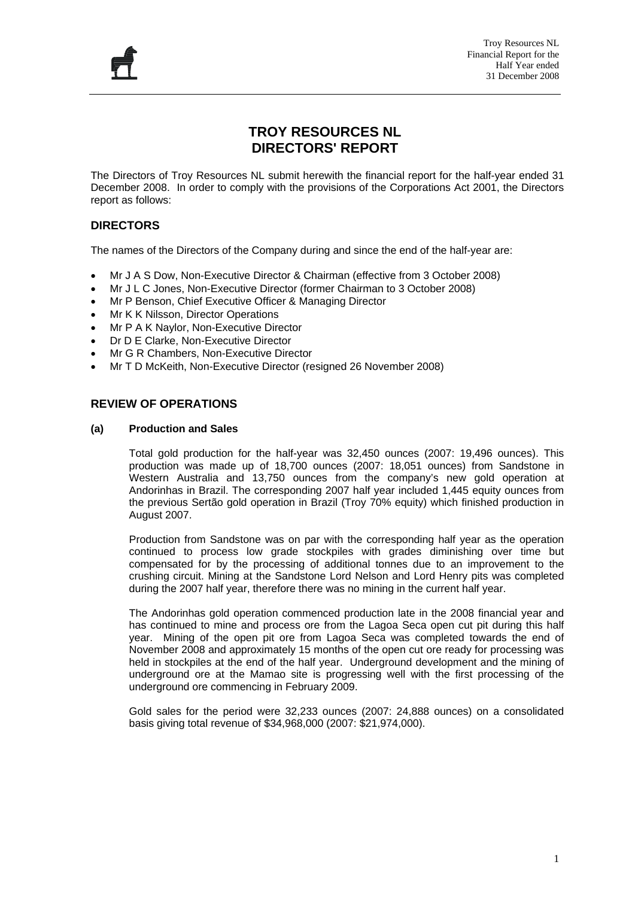# TROY RESOURCES NL
# DIRECTORS' REPORT

The Directors of Troy Resources NL submit herewith the financial report for the half-year ended 31 December 2008. In order to comply with the provisions of the Corporations Act 2001, the Directors report as follows:

## DIRECTORS

The names of the Directors of the Company during and since the end of the half-year are:

- Mr J A S Dow, Non-Executive Director & Chairman (effective from 3 October 2008)
- Mr J L C Jones, Non-Executive Director (former Chairman to 3 October 2008)
- Mr P Benson, Chief Executive Officer & Managing Director
- Mr K K Nilsson, Director Operations
- Mr P A K Naylor, Non-Executive Director
- Dr D E Clarke, Non-Executive Director
- Mr G R Chambers, Non-Executive Director
- Mr T D McKeith, Non-Executive Director (resigned 26 November 2008)

## REVIEW OF OPERATIONS

### (a) Production and Sales

Total gold production for the half-year was 32,450 ounces (2007: 19,496 ounces). This production was made up of 18,700 ounces (2007: 18,051 ounces) from Sandstone in Western Australia and 13,750 ounces from the company's new gold operation at Andorinhas in Brazil. The corresponding 2007 half year included 1,445 equity ounces from the previous Sertão gold operation in Brazil (Troy 70% equity) which finished production in August 2007.

Production from Sandstone was on par with the corresponding half year as the operation continued to process low grade stockpiles with grades diminishing over time but compensated for by the processing of additional tonnes due to an improvement to the crushing circuit. Mining at the Sandstone Lord Nelson and Lord Henry pits was completed during the 2007 half year, therefore there was no mining in the current half year.

The Andorinhas gold operation commenced production late in the 2008 financial year and has continued to mine and process ore from the Lagoa Seca open cut pit during this half year. Mining of the open pit ore from Lagoa Seca was completed towards the end of November 2008 and approximately 15 months of the open cut ore ready for processing was held in stockpiles at the end of the half year. Underground development and the mining of underground ore at the Mamao site is progressing well with the first processing of the underground ore commencing in February 2009.

Gold sales for the period were 32,233 ounces (2007: 24,888 ounces) on a consolidated basis giving total revenue of $34,968,000 (2007: $21,974,000).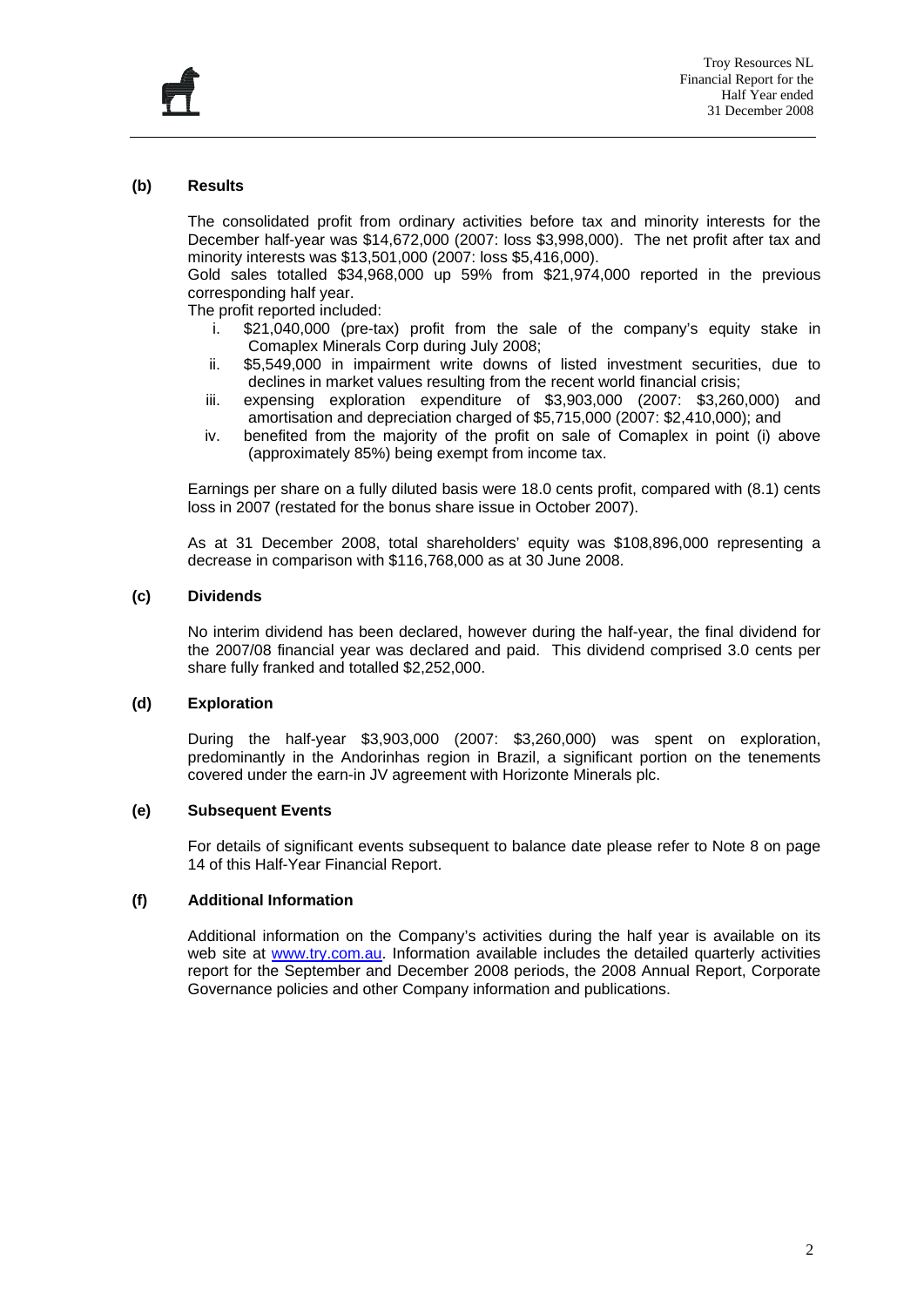### (b) Results

The consolidated profit from ordinary activities before tax and minority interests for the December half-year was $14,672,000 (2007: loss $3,998,000). The net profit after tax and minority interests was $13,501,000 (2007: loss $5,416,000).

Gold sales totalled $34,968,000 up 59% from $21,974,000 reported in the previous corresponding half year.

The profit reported included:

- i. $21,040,000 (pre-tax) profit from the sale of the company's equity stake in Comaplex Minerals Corp during July 2008;
- ii. $5,549,000 in impairment write downs of listed investment securities, due to declines in market values resulting from the recent world financial crisis;
- iii. expensing exploration expenditure of $3,903,000 (2007: $3,260,000) and amortisation and depreciation charged of $5,715,000 (2007: $2,410,000); and
- iv. benefited from the majority of the profit on sale of Comaplex in point (i) above (approximately 85%) being exempt from income tax.

Earnings per share on a fully diluted basis were 18.0 cents profit, compared with (8.1) cents loss in 2007 (restated for the bonus share issue in October 2007).

As at 31 December 2008, total shareholders' equity was $108,896,000 representing a decrease in comparison with $116,768,000 as at 30 June 2008.

### (c) Dividends

No interim dividend has been declared, however during the half-year, the final dividend for the 2007/08 financial year was declared and paid. This dividend comprised 3.0 cents per share fully franked and totalled $2,252,000.

### (d) Exploration

During the half-year $3,903,000 (2007: $3,260,000) was spent on exploration, predominantly in the Andorinhas region in Brazil, a significant portion on the tenements covered under the earn-in JV agreement with Horizonte Minerals plc.

### (e) Subsequent Events

For details of significant events subsequent to balance date please refer to Note 8 on page 14 of this Half-Year Financial Report.

### (f) Additional Information

Additional information on the Company's activities during the half year is available on its web site at www.try.com.au. Information available includes the detailed quarterly activities report for the September and December 2008 periods, the 2008 Annual Report, Corporate Governance policies and other Company information and publications.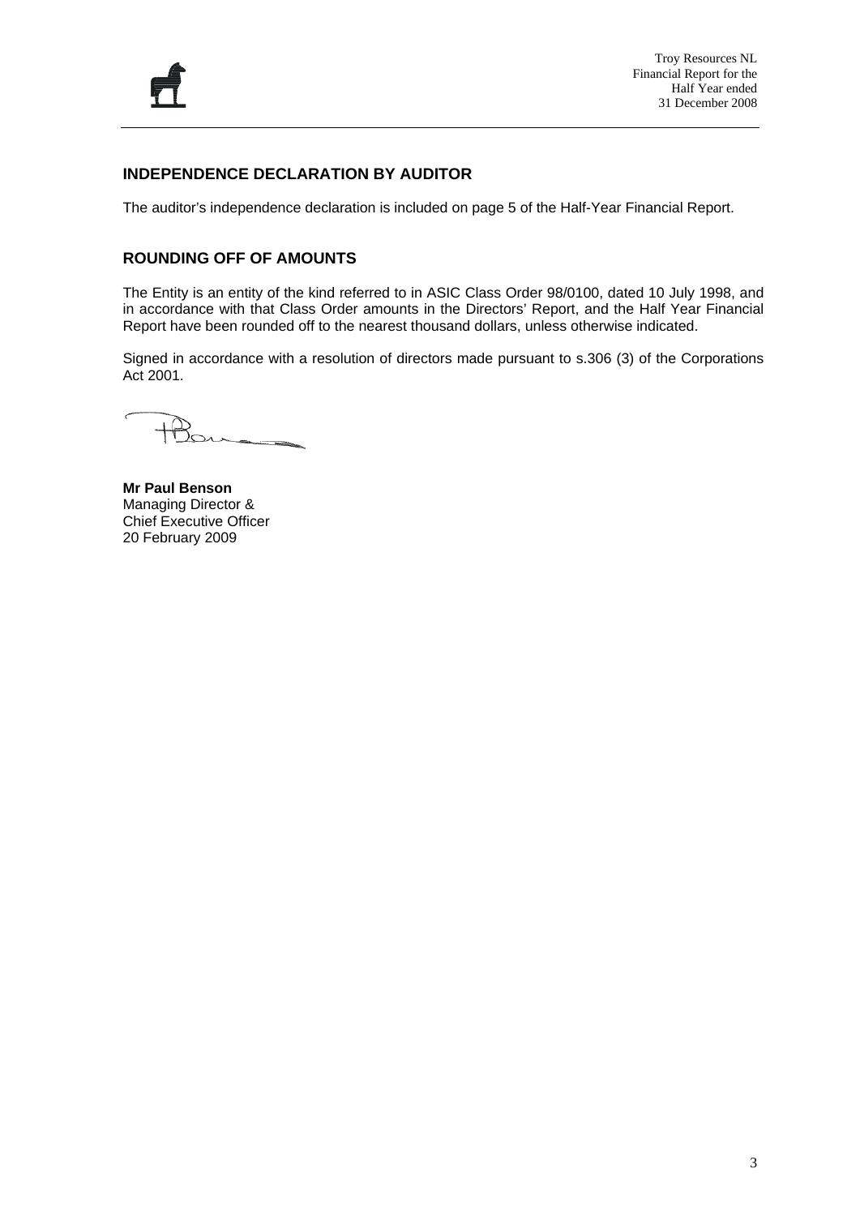## INDEPENDENCE DECLARATION BY AUDITOR

The auditor's independence declaration is included on page 5 of the Half-Year Financial Report.

## ROUNDING OFF OF AMOUNTS

The Entity is an entity of the kind referred to in ASIC Class Order 98/0100, dated 10 July 1998, and in accordance with that Class Order amounts in the Directors' Report, and the Half Year Financial Report have been rounded off to the nearest thousand dollars, unless otherwise indicated.

Signed in accordance with a resolution of directors made pursuant to s.306 (3) of the Corporations Act 2001.

**Mr Paul Benson**
Managing Director &
Chief Executive Officer
20 February 2009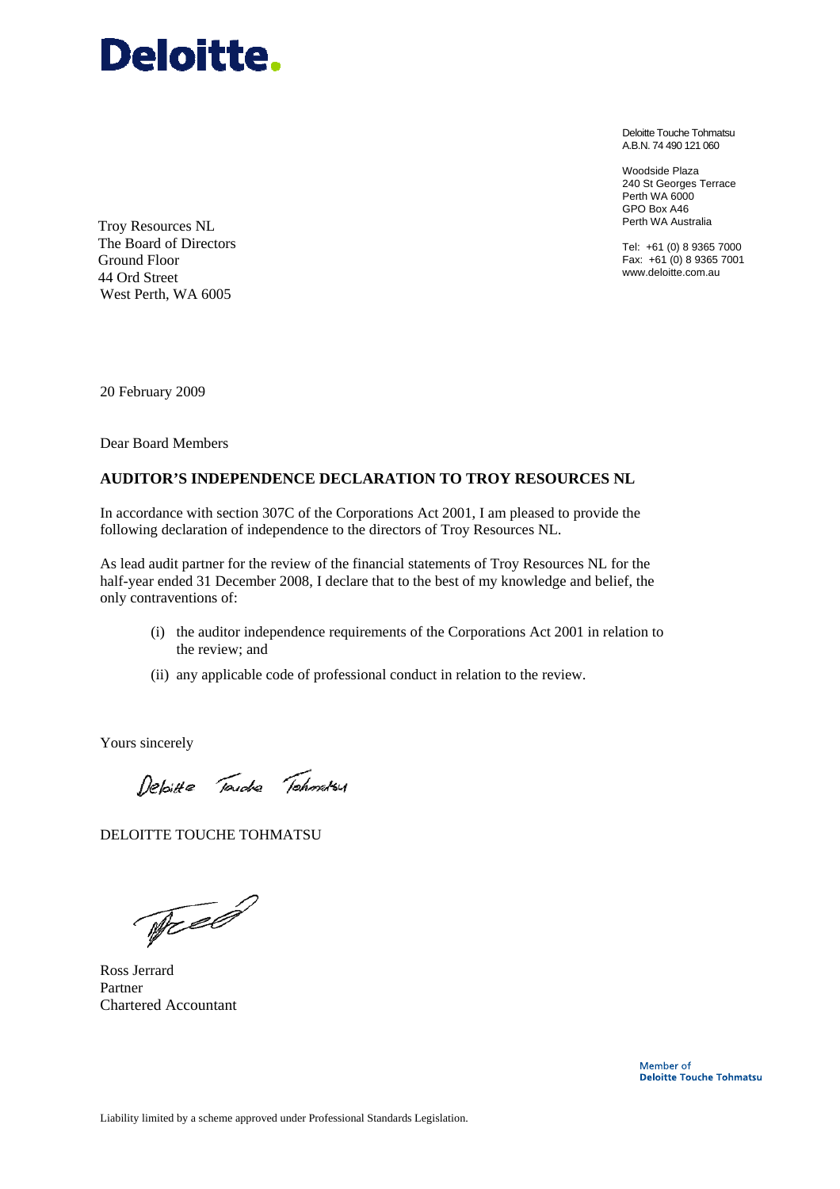# Deloitte.

Deloitte Touche Tohmatsu
A.B.N. 74 490 121 060

Woodside Plaza
240 St Georges Terrace
Perth WA 6000
GPO Box A46
Perth WA Australia

Tel: +61 (0) 8 9365 7000
Fax: +61 (0) 8 9365 7001
www.deloitte.com.au

Troy Resources NL
The Board of Directors
Ground Floor
44 Ord Street
West Perth, WA 6005

20 February 2009

Dear Board Members

**AUDITOR'S INDEPENDENCE DECLARATION TO TROY RESOURCES NL**

In accordance with section 307C of the Corporations Act 2001, I am pleased to provide the following declaration of independence to the directors of Troy Resources NL.

As lead audit partner for the review of the financial statements of Troy Resources NL for the half-year ended 31 December 2008, I declare that to the best of my knowledge and belief, the only contraventions of:

(i) the auditor independence requirements of the Corporations Act 2001 in relation to the review; and

(ii) any applicable code of professional conduct in relation to the review.

Yours sincerely

Deloitte Touche Tohmatsu

DELOITTE TOUCHE TOHMATSU

Ross Jerrard
Partner
Chartered Accountant

Member of
**Deloitte Touche Tohmatsu**

Liability limited by a scheme approved under Professional Standards Legislation.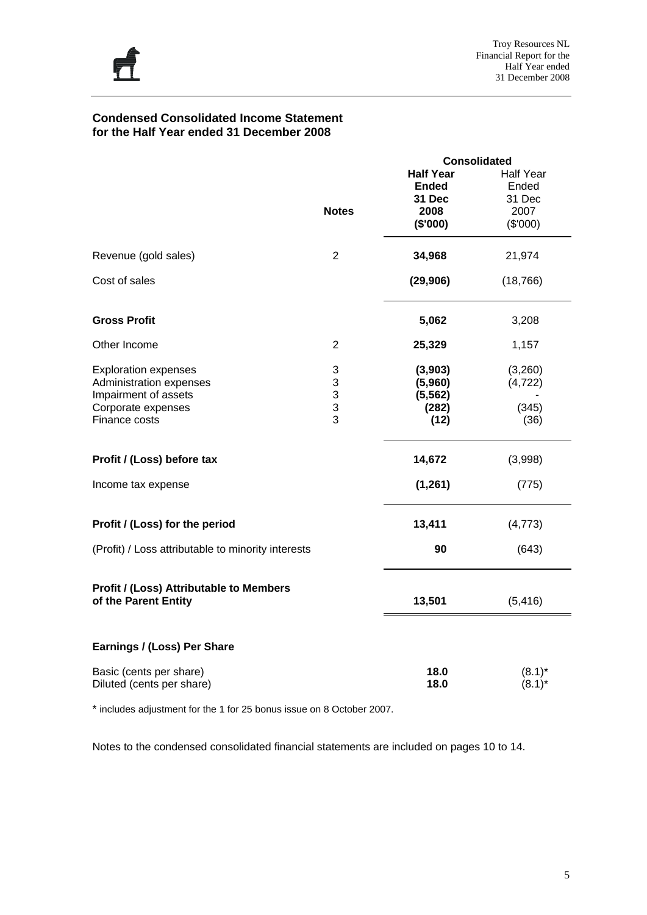## Condensed Consolidated Income Statement for the Half Year ended 31 December 2008

| | Notes | Consolidated | |
|---|---|---|---|
| | | **Half Year Ended 31 Dec 2008 ($'000)** | Half Year Ended 31 Dec 2007 ($'000) |
| Revenue (gold sales) | 2 | **34,968** | 21,974 |
| Cost of sales | | **(29,906)** | (18,766) |
| **Gross Profit** | | **5,062** | 3,208 |
| Other Income | 2 | **25,329** | 1,157 |
| Exploration expenses | 3 | **(3,903)** | (3,260) |
| Administration expenses | 3 | **(5,960)** | (4,722) |
| Impairment of assets | 3 | **(5,562)** | - |
| Corporate expenses | 3 | **(282)** | (345) |
| Finance costs | 3 | **(12)** | (36) |
| **Profit / (Loss) before tax** | | **14,672** | (3,998) |
| Income tax expense | | **(1,261)** | (775) |
| **Profit / (Loss) for the period** | | **13,411** | (4,773) |
| (Profit) / Loss attributable to minority interests | | **90** | (643) |
| **Profit / (Loss) Attributable to Members of the Parent Entity** | | **13,501** | (5,416) |
| **Earnings / (Loss) Per Share** | | | |
| Basic (cents per share) | | **18.0** | (8.1)* |
| Diluted (cents per share) | | **18.0** | (8.1)* |

* includes adjustment for the 1 for 25 bonus issue on 8 October 2007.

Notes to the condensed consolidated financial statements are included on pages 10 to 14.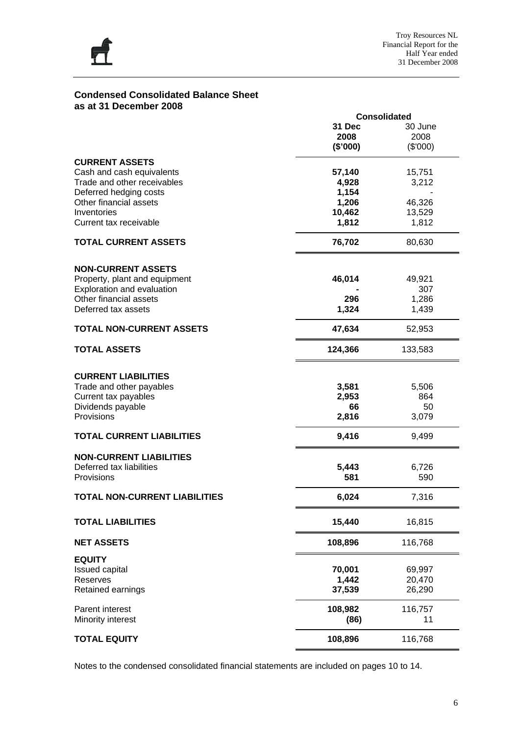## Condensed Consolidated Balance Sheet as at 31 December 2008

| | Consolidated | |
|---|---|---|
| | **31 Dec 2008 ($'000)** | 30 June 2008 ($'000) |
| **CURRENT ASSETS** | | |
| Cash and cash equivalents | **57,140** | 15,751 |
| Trade and other receivables | **4,928** | 3,212 |
| Deferred hedging costs | **1,154** | - |
| Other financial assets | **1,206** | 46,326 |
| Inventories | **10,462** | 13,529 |
| Current tax receivable | **1,812** | 1,812 |
| **TOTAL CURRENT ASSETS** | **76,702** | 80,630 |
| **NON-CURRENT ASSETS** | | |
| Property, plant and equipment | **46,014** | 49,921 |
| Exploration and evaluation | **-** | 307 |
| Other financial assets | **296** | 1,286 |
| Deferred tax assets | **1,324** | 1,439 |
| **TOTAL NON-CURRENT ASSETS** | **47,634** | 52,953 |
| **TOTAL ASSETS** | **124,366** | 133,583 |
| **CURRENT LIABILITIES** | | |
| Trade and other payables | **3,581** | 5,506 |
| Current tax payables | **2,953** | 864 |
| Dividends payable | **66** | 50 |
| Provisions | **2,816** | 3,079 |
| **TOTAL CURRENT LIABILITIES** | **9,416** | 9,499 |
| **NON-CURRENT LIABILITIES** | | |
| Deferred tax liabilities | **5,443** | 6,726 |
| Provisions | **581** | 590 |
| **TOTAL NON-CURRENT LIABILITIES** | **6,024** | 7,316 |
| **TOTAL LIABILITIES** | **15,440** | 16,815 |
| **NET ASSETS** | **108,896** | 116,768 |
| **EQUITY** | | |
| Issued capital | **70,001** | 69,997 |
| Reserves | **1,442** | 20,470 |
| Retained earnings | **37,539** | 26,290 |
| Parent interest | **108,982** | 116,757 |
| Minority interest | **(86)** | 11 |
| **TOTAL EQUITY** | **108,896** | 116,768 |

Notes to the condensed consolidated financial statements are included on pages 10 to 14.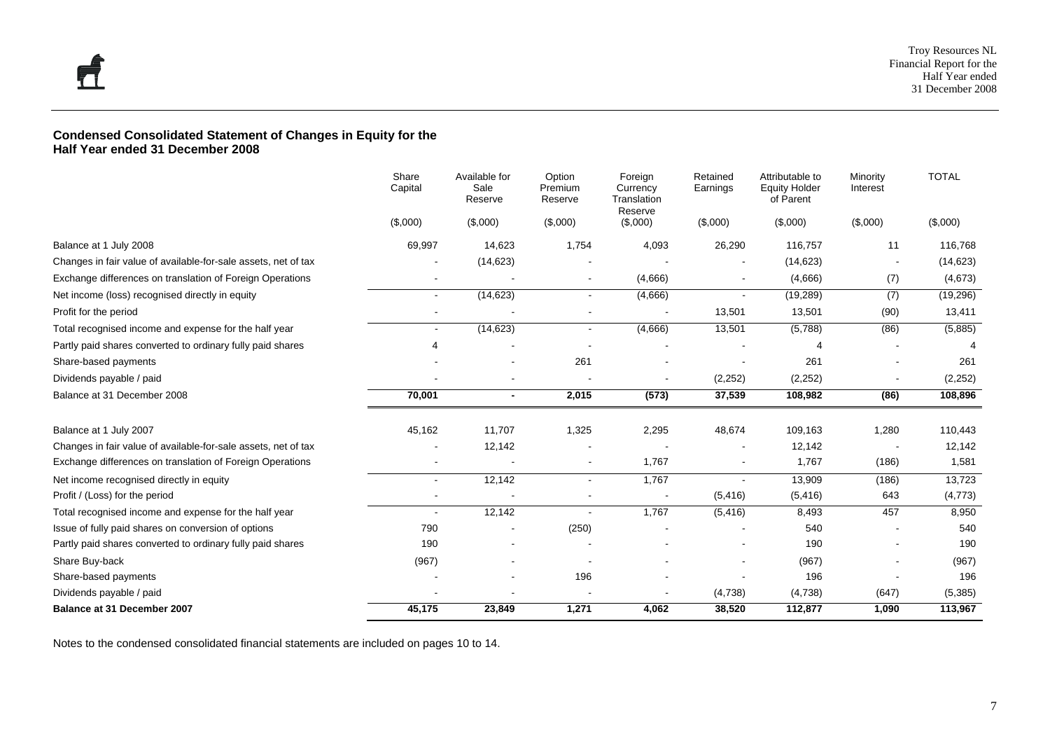## Condensed Consolidated Statement of Changes in Equity for the Half Year ended 31 December 2008

| | Share Capital | Available for Sale Reserve | Option Premium Reserve | Foreign Currency Translation Reserve | Retained Earnings | Attributable to Equity Holder of Parent | Minority Interest | TOTAL |
|---|---|---|---|---|---|---|---|---|
| | ($,000) | ($,000) | ($,000) | ($,000) | ($,000) | ($,000) | ($,000) | ($,000) |
| Balance at 1 July 2008 | 69,997 | 14,623 | 1,754 | 4,093 | 26,290 | 116,757 | 11 | 116,768 |
| Changes in fair value of available-for-sale assets, net of tax | - | (14,623) | - | - | - | (14,623) | - | (14,623) |
| Exchange differences on translation of Foreign Operations | - | - | - | (4,666) | - | (4,666) | (7) | (4,673) |
| Net income (loss) recognised directly in equity | - | (14,623) | - | (4,666) | - | (19,289) | (7) | (19,296) |
| Profit for the period | - | - | - | - | 13,501 | 13,501 | (90) | 13,411 |
| Total recognised income and expense for the half year | - | (14,623) | - | (4,666) | 13,501 | (5,788) | (86) | (5,885) |
| Partly paid shares converted to ordinary fully paid shares | 4 | - | - | - | - | 4 | - | 4 |
| Share-based payments | - | - | 261 | - | - | 261 | - | 261 |
| Dividends payable / paid | - | - | - | - | (2,252) | (2,252) | - | (2,252) |
| Balance at 31 December 2008 | **70,001** | **-** | **2,015** | **(573)** | **37,539** | **108,982** | **(86)** | **108,896** |
| | | | | | | | | |
| Balance at 1 July 2007 | 45,162 | 11,707 | 1,325 | 2,295 | 48,674 | 109,163 | 1,280 | 110,443 |
| Changes in fair value of available-for-sale assets, net of tax | - | 12,142 | - | - | - | 12,142 | - | 12,142 |
| Exchange differences on translation of Foreign Operations | - | - | - | 1,767 | - | 1,767 | (186) | 1,581 |
| Net income recognised directly in equity | - | 12,142 | - | 1,767 | - | 13,909 | (186) | 13,723 |
| Profit / (Loss) for the period | - | - | - | - | (5,416) | (5,416) | 643 | (4,773) |
| Total recognised income and expense for the half year | - | 12,142 | - | 1,767 | (5,416) | 8,493 | 457 | 8,950 |
| Issue of fully paid shares on conversion of options | 790 | - | (250) | - | - | 540 | - | 540 |
| Partly paid shares converted to ordinary fully paid shares | 190 | - | - | - | - | 190 | - | 190 |
| Share Buy-back | (967) | - | - | - | - | (967) | - | (967) |
| Share-based payments | - | - | 196 | - | - | 196 | - | 196 |
| Dividends payable / paid | - | - | - | - | (4,738) | (4,738) | (647) | (5,385) |
| **Balance at 31 December 2007** | **45,175** | **23,849** | **1,271** | **4,062** | **38,520** | **112,877** | **1,090** | **113,967** |

Notes to the condensed consolidated financial statements are included on pages 10 to 14.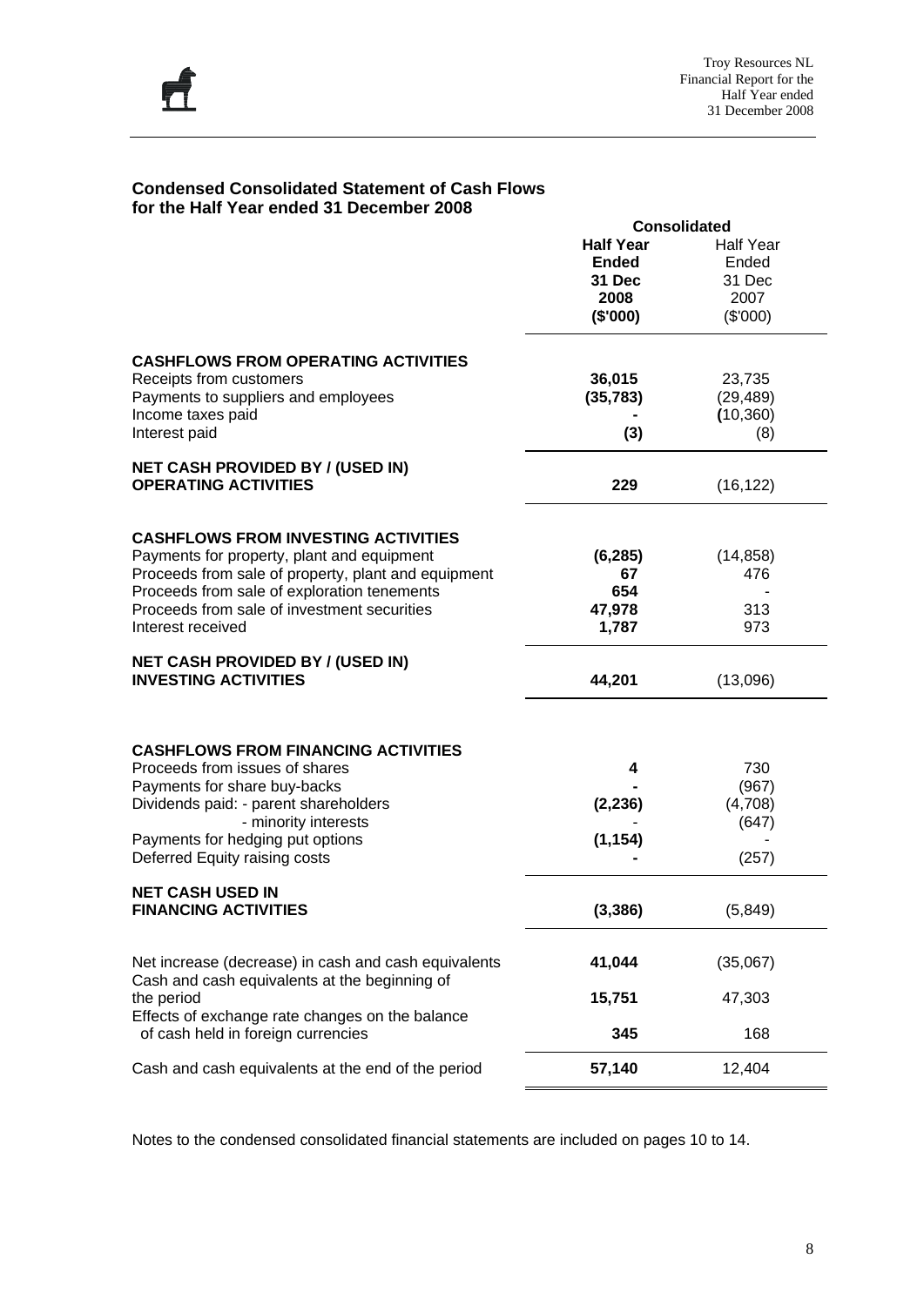## Condensed Consolidated Statement of Cash Flows for the Half Year ended 31 December 2008

| | Consolidated | |
|---|---|---|
| | **Half Year Ended 31 Dec 2008 ($'000)** | Half Year Ended 31 Dec 2007 ($'000) |
| **CASHFLOWS FROM OPERATING ACTIVITIES** | | |
| Receipts from customers | **36,015** | 23,735 |
| Payments to suppliers and employees | **(35,783)** | (29,489) |
| Income taxes paid | **-** | (10,360) |
| Interest paid | **(3)** | (8) |
| **NET CASH PROVIDED BY / (USED IN) OPERATING ACTIVITIES** | **229** | (16,122) |
| **CASHFLOWS FROM INVESTING ACTIVITIES** | | |
| Payments for property, plant and equipment | **(6,285)** | (14,858) |
| Proceeds from sale of property, plant and equipment | **67** | 476 |
| Proceeds from sale of exploration tenements | **654** | - |
| Proceeds from sale of investment securities | **47,978** | 313 |
| Interest received | **1,787** | 973 |
| **NET CASH PROVIDED BY / (USED IN) INVESTING ACTIVITIES** | **44,201** | (13,096) |
| **CASHFLOWS FROM FINANCING ACTIVITIES** | | |
| Proceeds from issues of shares | **4** | 730 |
| Payments for share buy-backs | **-** | (967) |
| Dividends paid: - parent shareholders | **(2,236)** | (4,708) |
| - minority interests | - | (647) |
| Payments for hedging put options | **(1,154)** | - |
| Deferred Equity raising costs | **-** | (257) |
| **NET CASH USED IN FINANCING ACTIVITIES** | **(3,386)** | (5,849) |
| Net increase (decrease) in cash and cash equivalents | **41,044** | (35,067) |
| Cash and cash equivalents at the beginning of the period | **15,751** | 47,303 |
| Effects of exchange rate changes on the balance of cash held in foreign currencies | **345** | 168 |
| Cash and cash equivalents at the end of the period | **57,140** | 12,404 |

Notes to the condensed consolidated financial statements are included on pages 10 to 14.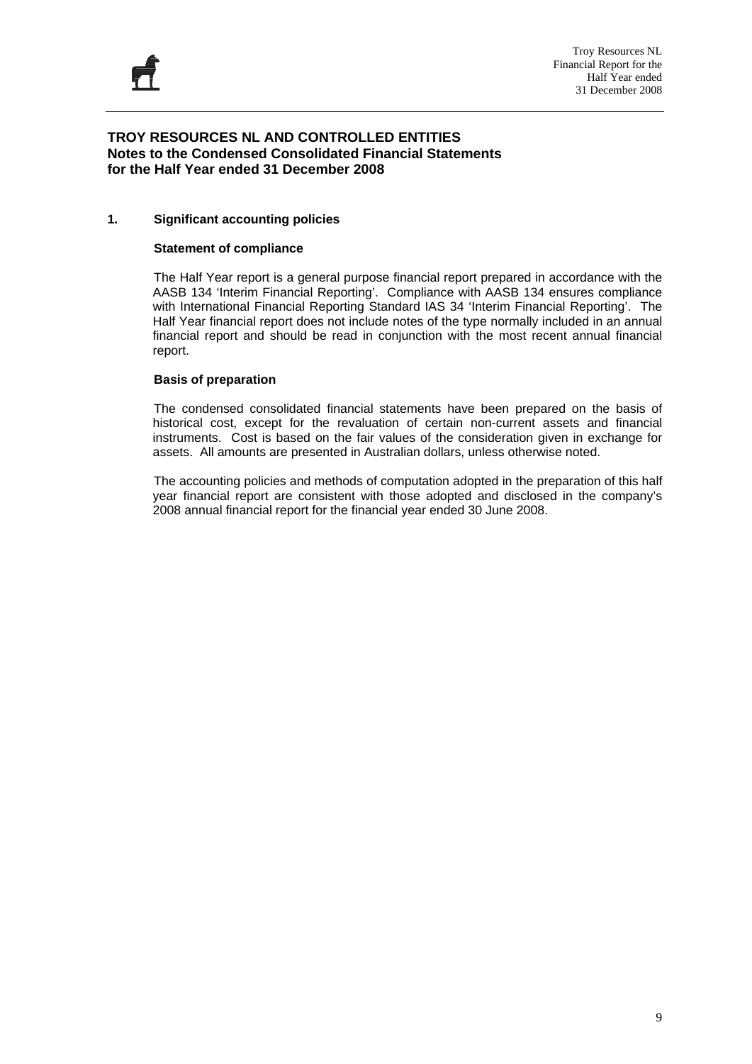## TROY RESOURCES NL AND CONTROLLED ENTITIES
## Notes to the Condensed Consolidated Financial Statements for the Half Year ended 31 December 2008

### 1. Significant accounting policies

**Statement of compliance**

The Half Year report is a general purpose financial report prepared in accordance with the AASB 134 'Interim Financial Reporting'. Compliance with AASB 134 ensures compliance with International Financial Reporting Standard IAS 34 'Interim Financial Reporting'. The Half Year financial report does not include notes of the type normally included in an annual financial report and should be read in conjunction with the most recent annual financial report.

**Basis of preparation**

The condensed consolidated financial statements have been prepared on the basis of historical cost, except for the revaluation of certain non-current assets and financial instruments. Cost is based on the fair values of the consideration given in exchange for assets. All amounts are presented in Australian dollars, unless otherwise noted.

The accounting policies and methods of computation adopted in the preparation of this half year financial report are consistent with those adopted and disclosed in the company's 2008 annual financial report for the financial year ended 30 June 2008.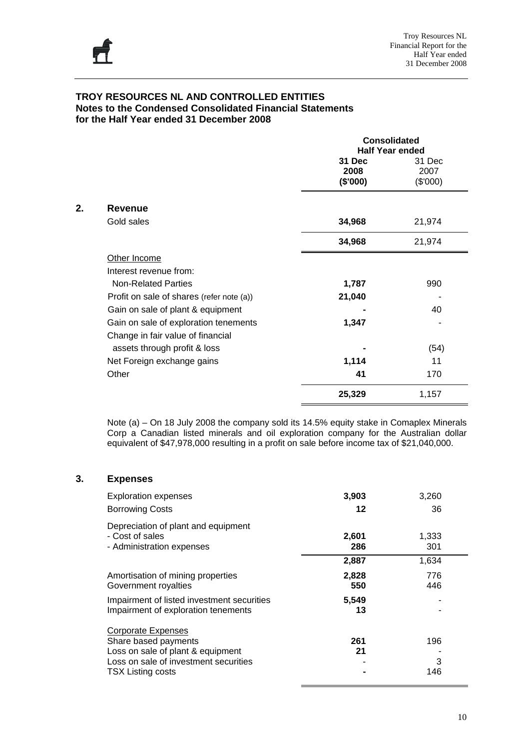# TROY RESOURCES NL AND CONTROLLED ENTITIES
## Notes to the Condensed Consolidated Financial Statements for the Half Year ended 31 December 2008

| | Consolidated Half Year ended | |
|---|---|---|
| | **31 Dec 2008 ($'000)** | 31 Dec 2007 ($'000) |
| **2. Revenue** | | |
| Gold sales | **34,968** | 21,974 |
| | **34,968** | 21,974 |
| Other Income | | |
| Interest revenue from: | | |
| Non-Related Parties | **1,787** | 990 |
| Profit on sale of shares (refer note (a)) | **21,040** | - |
| Gain on sale of plant & equipment | **-** | 40 |
| Gain on sale of exploration tenements | **1,347** | - |
| Change in fair value of financial assets through profit & loss | **-** | (54) |
| Net Foreign exchange gains | **1,114** | 11 |
| Other | **41** | 170 |
| | **25,329** | 1,157 |

Note (a) – On 18 July 2008 the company sold its 14.5% equity stake in Comaplex Minerals Corp a Canadian listed minerals and oil exploration company for the Australian dollar equivalent of $47,978,000 resulting in a profit on sale before income tax of $21,040,000.

| | **31 Dec 2008 ($'000)** | 31 Dec 2007 ($'000) |
|---|---|---|
| **3. Expenses** | | |
| Exploration expenses | **3,903** | 3,260 |
| Borrowing Costs | **12** | 36 |
| Depreciation of plant and equipment | | |
| - Cost of sales | **2,601** | 1,333 |
| - Administration expenses | **286** | 301 |
| | **2,887** | 1,634 |
| Amortisation of mining properties | **2,828** | 776 |
| Government royalties | **550** | 446 |
| Impairment of listed investment securities | **5,549** | - |
| Impairment of exploration tenements | **13** | - |
| Corporate Expenses | | |
| Share based payments | **261** | 196 |
| Loss on sale of plant & equipment | **21** | - |
| Loss on sale of investment securities | - | 3 |
| TSX Listing costs | **-** | 146 |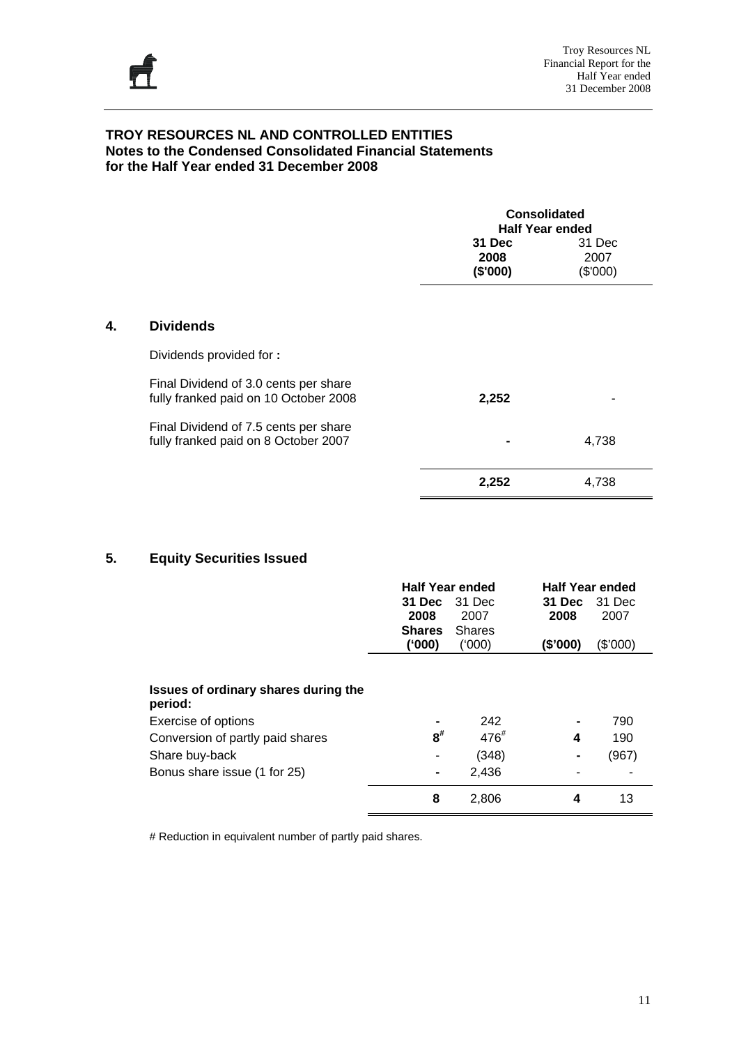**TROY RESOURCES NL AND CONTROLLED ENTITIES**
**Notes to the Condensed Consolidated Financial Statements**
**for the Half Year ended 31 December 2008**

## 4. Dividends

| | Consolidated Half Year ended | |
|---|---|---|
| | **31 Dec 2008 ($'000)** | 31 Dec 2007 ($'000) |
| Dividends provided for **:** | | |
| Final Dividend of 3.0 cents per share fully franked paid on 10 October 2008 | **2,252** | - |
| Final Dividend of 7.5 cents per share fully franked paid on 8 October 2007 | **-** | 4,738 |
| | **2,252** | 4,738 |

## 5. Equity Securities Issued

| | Half Year ended | | Half Year ended | |
|---|---|---|---|---|
| | **31 Dec 2008 Shares ('000)** | 31 Dec 2007 Shares ('000) | **31 Dec 2008 ($'000)** | 31 Dec 2007 ($'000) |
| **Issues of ordinary shares during the period:** | | | | |
| Exercise of options | **-** | 242 | **-** | 790 |
| Conversion of partly paid shares | **8#** | 476# | **4** | 190 |
| Share buy-back | - | (348) | **-** | (967) |
| Bonus share issue (1 for 25) | **-** | 2,436 | - | - |
| | **8** | 2,806 | **4** | 13 |

# Reduction in equivalent number of partly paid shares.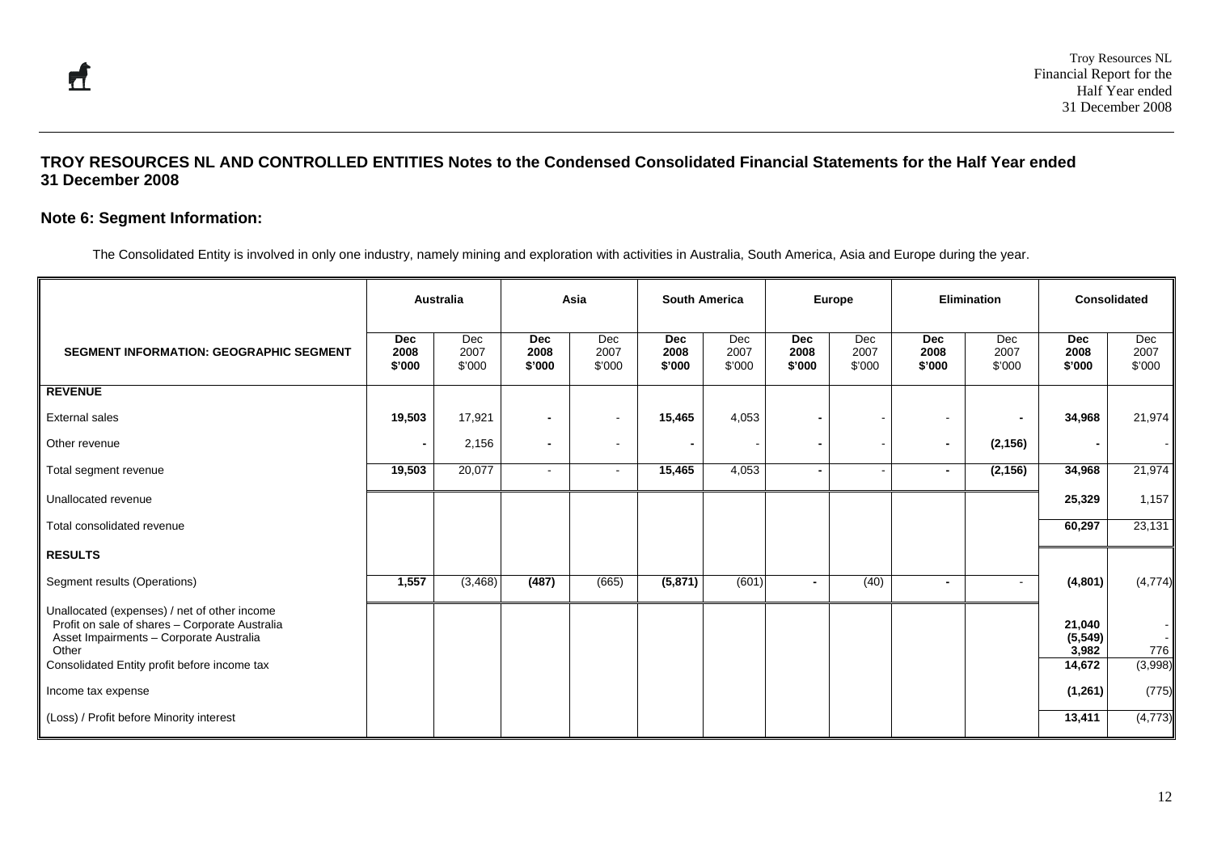## TROY RESOURCES NL AND CONTROLLED ENTITIES Notes to the Condensed Consolidated Financial Statements for the Half Year ended 31 December 2008

### Note 6: Segment Information:

The Consolidated Entity is involved in only one industry, namely mining and exploration with activities in Australia, South America, Asia and Europe during the year.

| | Australia | | Asia | | South America | | Europe | | Elimination | | Consolidated | |
|---|---|---|---|---|---|---|---|---|---|---|---|---|
| **SEGMENT INFORMATION: GEOGRAPHIC SEGMENT** | **Dec 2008 $'000** | Dec 2007 $'000 | **Dec 2008 $'000** | Dec 2007 $'000 | **Dec 2008 $'000** | Dec 2007 $'000 | **Dec 2008 $'000** | Dec 2007 $'000 | **Dec 2008 $'000** | Dec 2007 $'000 | **Dec 2008 $'000** | Dec 2007 $'000 |
| **REVENUE** | | | | | | | | | | | | |
| External sales | **19,503** | 17,921 | **-** | - | **15,465** | 4,053 | **-** | - | - | **-** | **34,968** | 21,974 |
| Other revenue | **-** | 2,156 | **-** | - | **-** | - | **-** | - | **-** | **(2,156)** | **-** | - |
| Total segment revenue | **19,503** | 20,077 | - | - | **15,465** | 4,053 | **-** | - | **-** | **(2,156)** | **34,968** | 21,974 |
| Unallocated revenue | | | | | | | | | | | **25,329** | 1,157 |
| Total consolidated revenue | | | | | | | | | | | **60,297** | 23,131 |
| **RESULTS** | | | | | | | | | | | | |
| Segment results (Operations) | **1,557** | (3,468) | **(487)** | (665) | **(5,871)** | (601) | **-** | (40) | **-** | - | **(4,801)** | (4,774) |
| Unallocated (expenses) / net of other income | | | | | | | | | | | | |
| Profit on sale of shares – Corporate Australia | | | | | | | | | | | **21,040** | - |
| Asset Impairments – Corporate Australia | | | | | | | | | | | **(5,549)** | - |
| Other | | | | | | | | | | | **3,982** | 776 |
| Consolidated Entity profit before income tax | | | | | | | | | | | **14,672** | (3,998) |
| Income tax expense | | | | | | | | | | | **(1,261)** | (775) |
| (Loss) / Profit before Minority interest | | | | | | | | | | | **13,411** | (4,773) |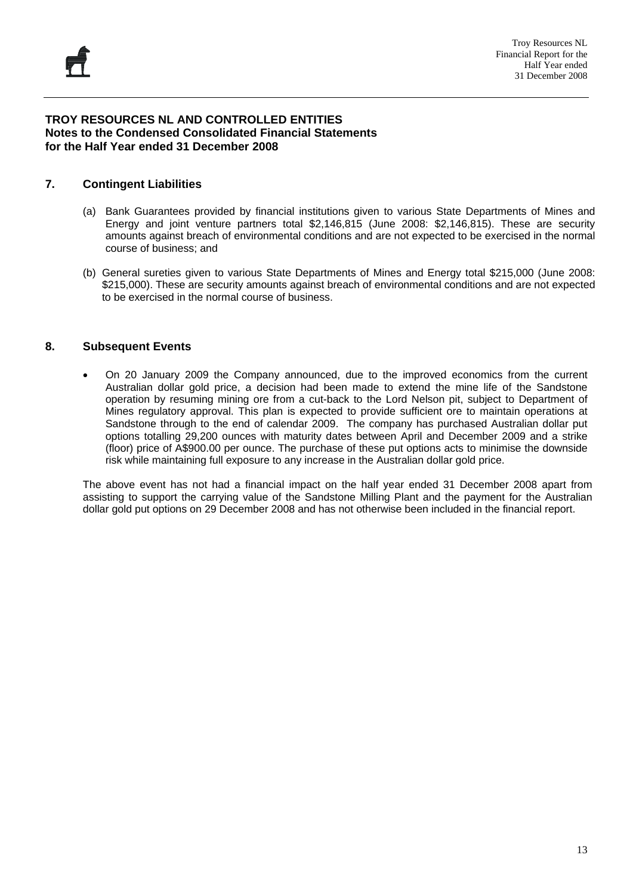**TROY RESOURCES NL AND CONTROLLED ENTITIES**
**Notes to the Condensed Consolidated Financial Statements**
**for the Half Year ended 31 December 2008**

## 7. Contingent Liabilities

(a) Bank Guarantees provided by financial institutions given to various State Departments of Mines and Energy and joint venture partners total $2,146,815 (June 2008: $2,146,815). These are security amounts against breach of environmental conditions and are not expected to be exercised in the normal course of business; and

(b) General sureties given to various State Departments of Mines and Energy total $215,000 (June 2008: $215,000). These are security amounts against breach of environmental conditions and are not expected to be exercised in the normal course of business.

## 8. Subsequent Events

- On 20 January 2009 the Company announced, due to the improved economics from the current Australian dollar gold price, a decision had been made to extend the mine life of the Sandstone operation by resuming mining ore from a cut-back to the Lord Nelson pit, subject to Department of Mines regulatory approval. This plan is expected to provide sufficient ore to maintain operations at Sandstone through to the end of calendar 2009. The company has purchased Australian dollar put options totalling 29,200 ounces with maturity dates between April and December 2009 and a strike (floor) price of A$900.00 per ounce. The purchase of these put options acts to minimise the downside risk while maintaining full exposure to any increase in the Australian dollar gold price.

The above event has not had a financial impact on the half year ended 31 December 2008 apart from assisting to support the carrying value of the Sandstone Milling Plant and the payment for the Australian dollar gold put options on 29 December 2008 and has not otherwise been included in the financial report.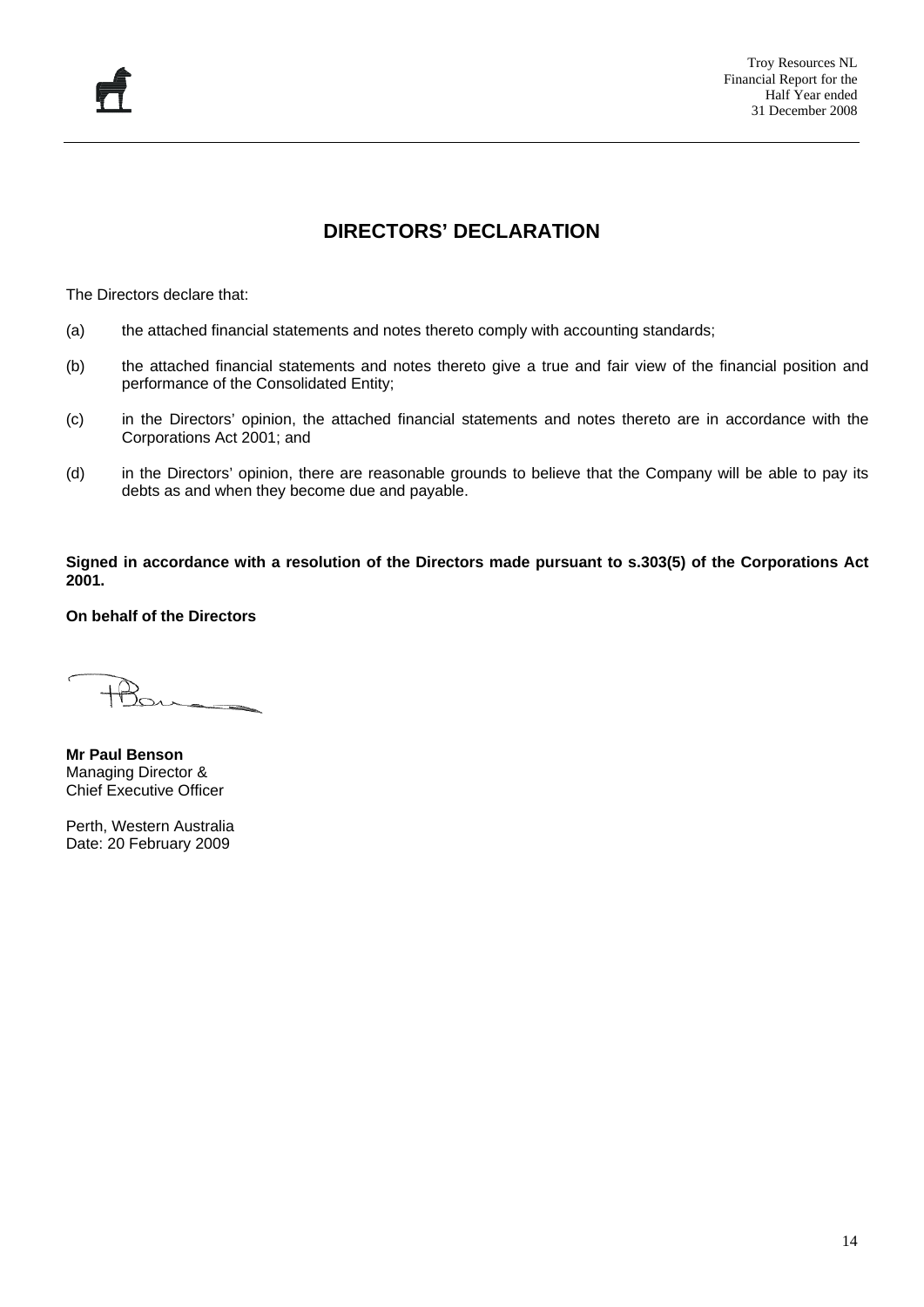# DIRECTORS' DECLARATION

The Directors declare that:

(a) the attached financial statements and notes thereto comply with accounting standards;

(b) the attached financial statements and notes thereto give a true and fair view of the financial position and performance of the Consolidated Entity;

(c) in the Directors' opinion, the attached financial statements and notes thereto are in accordance with the Corporations Act 2001; and

(d) in the Directors' opinion, there are reasonable grounds to believe that the Company will be able to pay its debts as and when they become due and payable.

**Signed in accordance with a resolution of the Directors made pursuant to s.303(5) of the Corporations Act 2001.**

**On behalf of the Directors**

**Mr Paul Benson**
Managing Director &
Chief Executive Officer

Perth, Western Australia
Date: 20 February 2009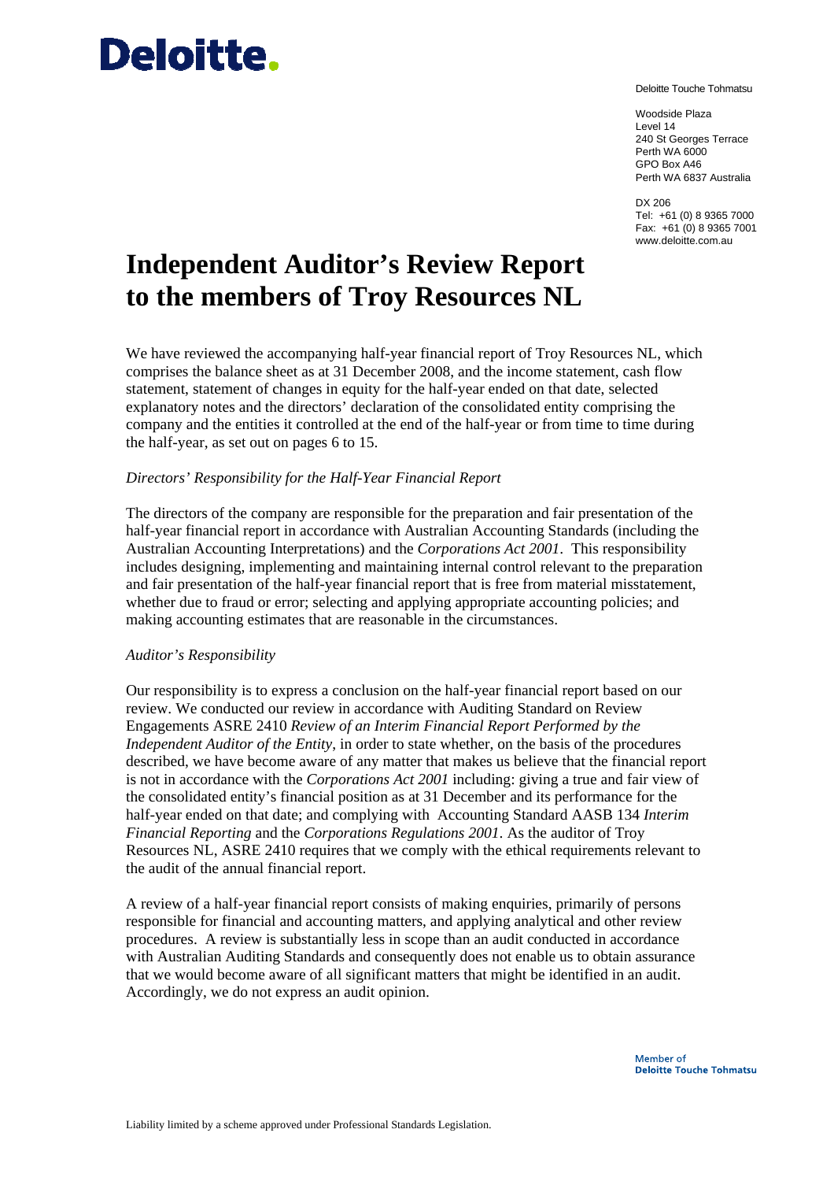# Deloitte.

Deloitte Touche Tohmatsu

Woodside Plaza
Level 14
240 St Georges Terrace
Perth WA 6000
GPO Box A46
Perth WA 6837 Australia

DX 206
Tel: +61 (0) 8 9365 7000
Fax: +61 (0) 8 9365 7001
www.deloitte.com.au

# Independent Auditor's Review Report to the members of Troy Resources NL

We have reviewed the accompanying half-year financial report of Troy Resources NL, which comprises the balance sheet as at 31 December 2008, and the income statement, cash flow statement, statement of changes in equity for the half-year ended on that date, selected explanatory notes and the directors' declaration of the consolidated entity comprising the company and the entities it controlled at the end of the half-year or from time to time during the half-year, as set out on pages 6 to 15.

*Directors' Responsibility for the Half-Year Financial Report*

The directors of the company are responsible for the preparation and fair presentation of the half-year financial report in accordance with Australian Accounting Standards (including the Australian Accounting Interpretations) and the *Corporations Act 2001*. This responsibility includes designing, implementing and maintaining internal control relevant to the preparation and fair presentation of the half-year financial report that is free from material misstatement, whether due to fraud or error; selecting and applying appropriate accounting policies; and making accounting estimates that are reasonable in the circumstances.

*Auditor's Responsibility*

Our responsibility is to express a conclusion on the half-year financial report based on our review. We conducted our review in accordance with Auditing Standard on Review Engagements ASRE 2410 *Review of an Interim Financial Report Performed by the Independent Auditor of the Entity*, in order to state whether, on the basis of the procedures described, we have become aware of any matter that makes us believe that the financial report is not in accordance with the *Corporations Act 2001* including: giving a true and fair view of the consolidated entity's financial position as at 31 December and its performance for the half-year ended on that date; and complying with Accounting Standard AASB 134 *Interim Financial Reporting* and the *Corporations Regulations 2001*. As the auditor of Troy Resources NL, ASRE 2410 requires that we comply with the ethical requirements relevant to the audit of the annual financial report.

A review of a half-year financial report consists of making enquiries, primarily of persons responsible for financial and accounting matters, and applying analytical and other review procedures. A review is substantially less in scope than an audit conducted in accordance with Australian Auditing Standards and consequently does not enable us to obtain assurance that we would become aware of all significant matters that might be identified in an audit. Accordingly, we do not express an audit opinion.

Member of
**Deloitte Touche Tohmatsu**

Liability limited by a scheme approved under Professional Standards Legislation.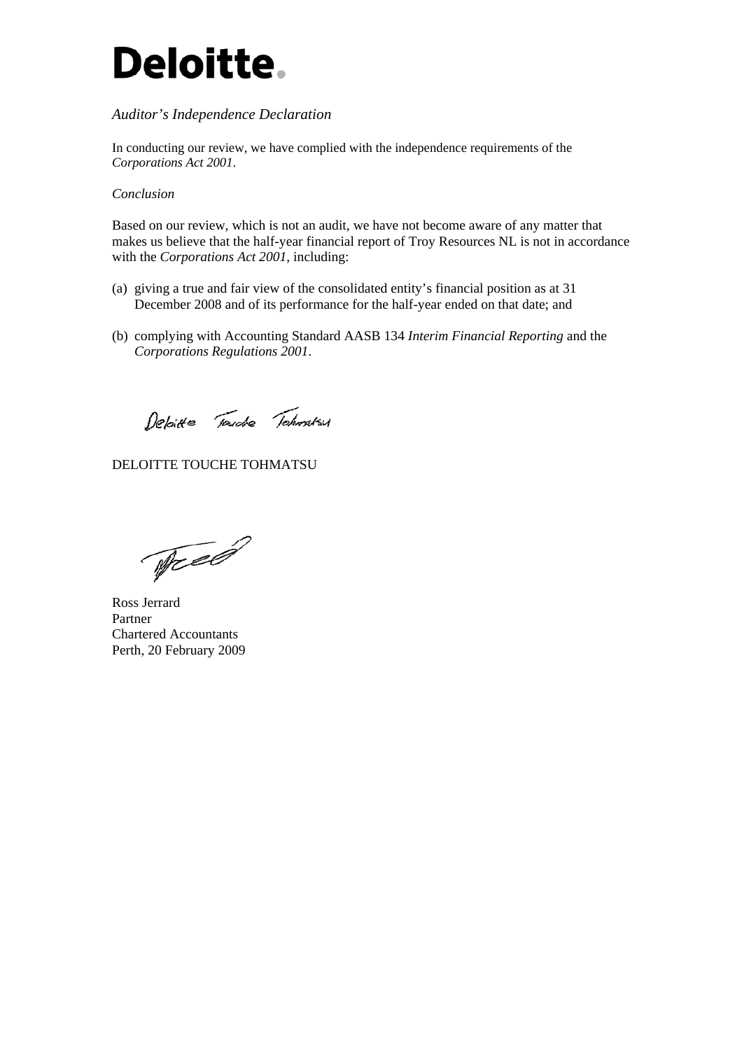Deloitte.

*Auditor's Independence Declaration*

In conducting our review, we have complied with the independence requirements of the *Corporations Act 2001*.

*Conclusion*

Based on our review, which is not an audit, we have not become aware of any matter that makes us believe that the half-year financial report of Troy Resources NL is not in accordance with the *Corporations Act 2001*, including:

(a) giving a true and fair view of the consolidated entity's financial position as at 31 December 2008 and of its performance for the half-year ended on that date; and

(b) complying with Accounting Standard AASB 134 *Interim Financial Reporting* and the *Corporations Regulations 2001*.

Deloitte Touche Tohmatsu

DELOITTE TOUCHE TOHMATSU

Ross Jerrard
Partner
Chartered Accountants
Perth, 20 February 2009